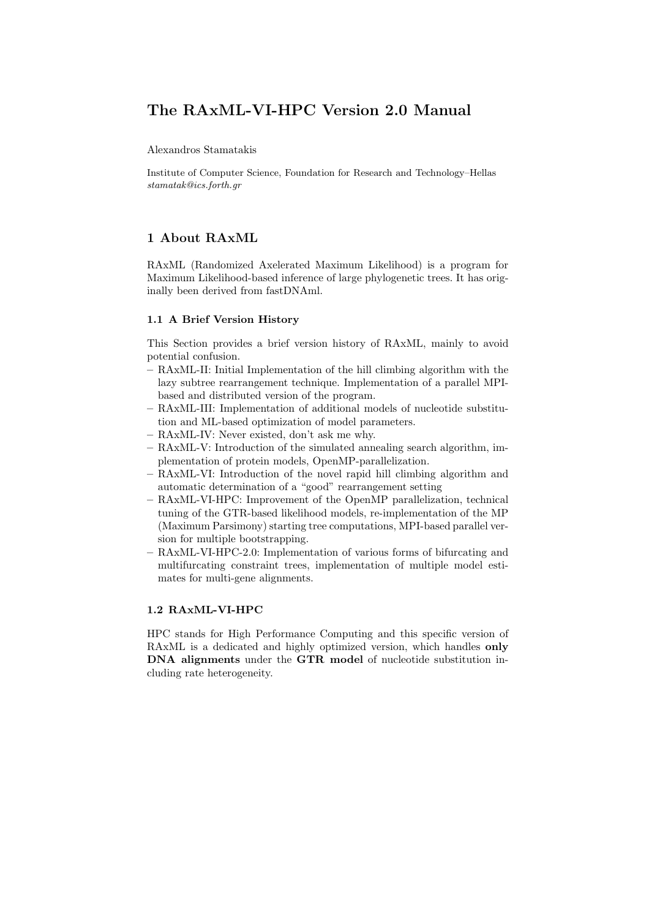# The RAxML-VI-HPC Version 2.0 Manual

Alexandros Stamatakis

Institute of Computer Science, Foundation for Research and Technology–Hellas
*stamatak@ics.forth.gr*

## 1 About RAxML

RAxML (Randomized Axelerated Maximum Likelihood) is a program for Maximum Likelihood-based inference of large phylogenetic trees. It has originally been derived from fastDNAml.

### 1.1 A Brief Version History

This Section provides a brief version history of RAxML, mainly to avoid potential confusion.

- RAxML-II: Initial Implementation of the hill climbing algorithm with the lazy subtree rearrangement technique. Implementation of a parallel MPI-based and distributed version of the program.
- RAxML-III: Implementation of additional models of nucleotide substitution and ML-based optimization of model parameters.
- RAxML-IV: Never existed, don't ask me why.
- RAxML-V: Introduction of the simulated annealing search algorithm, implementation of protein models, OpenMP-parallelization.
- RAxML-VI: Introduction of the novel rapid hill climbing algorithm and automatic determination of a "good" rearrangement setting
- RAxML-VI-HPC: Improvement of the OpenMP parallelization, technical tuning of the GTR-based likelihood models, re-implementation of the MP (Maximum Parsimony) starting tree computations, MPI-based parallel version for multiple bootstrapping.
- RAxML-VI-HPC-2.0: Implementation of various forms of bifurcating and multifurcating constraint trees, implementation of multiple model estimates for multi-gene alignments.

### 1.2 RAxML-VI-HPC

HPC stands for High Performance Computing and this specific version of RAxML is a dedicated and highly optimized version, which handles **only DNA alignments** under the **GTR model** of nucleotide substitution including rate heterogeneity.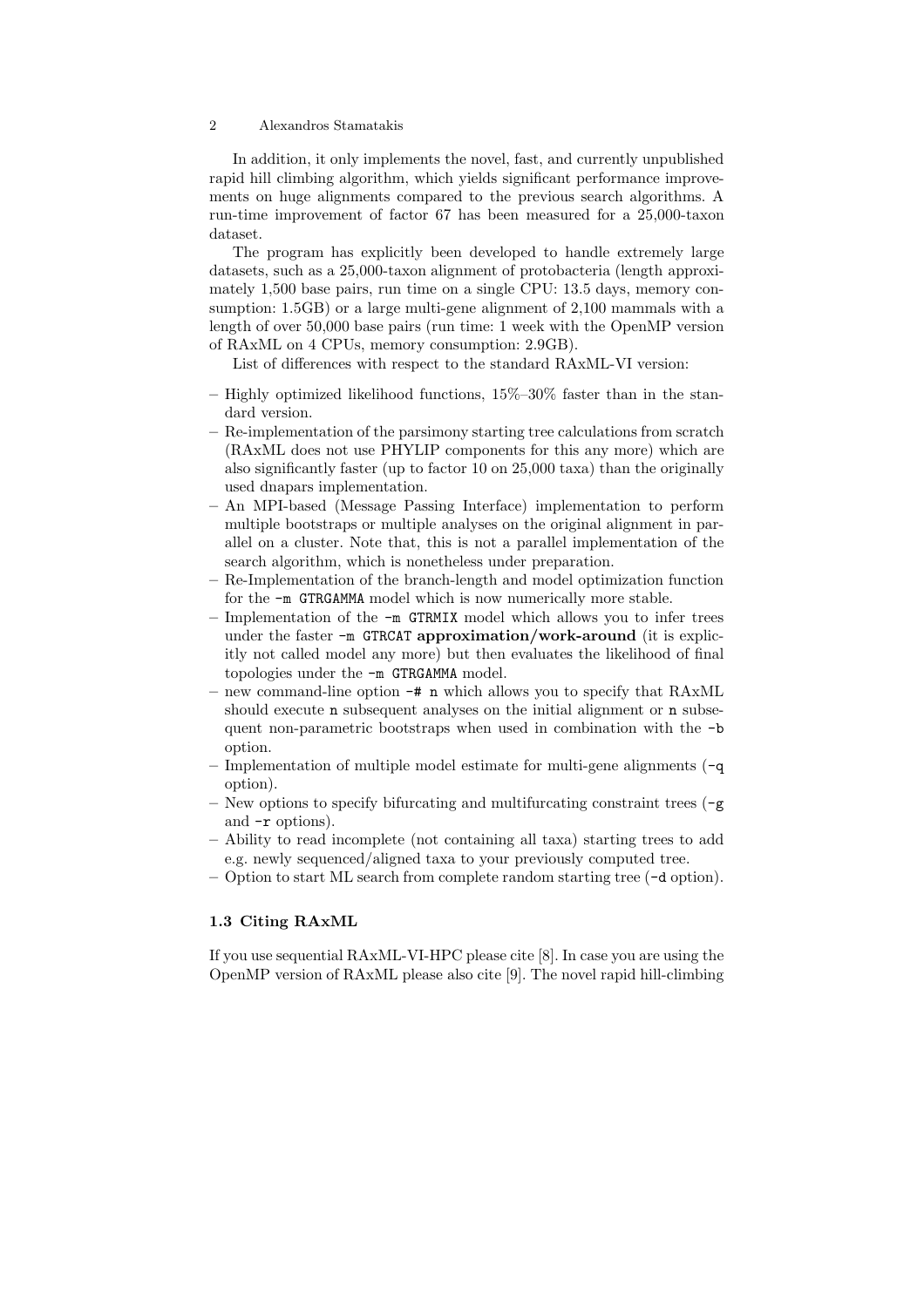In addition, it only implements the novel, fast, and currently unpublished rapid hill climbing algorithm, which yields significant performance improvements on huge alignments compared to the previous search algorithms. A run-time improvement of factor 67 has been measured for a 25,000-taxon dataset.

The program has explicitly been developed to handle extremely large datasets, such as a 25,000-taxon alignment of protobacteria (length approximately 1,500 base pairs, run time on a single CPU: 13.5 days, memory consumption: 1.5GB) or a large multi-gene alignment of 2,100 mammals with a length of over 50,000 base pairs (run time: 1 week with the OpenMP version of RAxML on 4 CPUs, memory consumption: 2.9GB).

List of differences with respect to the standard RAxML-VI version:

– Highly optimized likelihood functions, 15%–30% faster than in the standard version.
– Re-implementation of the parsimony starting tree calculations from scratch (RAxML does not use PHYLIP components for this any more) which are also significantly faster (up to factor 10 on 25,000 taxa) than the originally used dnapars implementation.
– An MPI-based (Message Passing Interface) implementation to perform multiple bootstraps or multiple analyses on the original alignment in parallel on a cluster. Note that, this is not a parallel implementation of the search algorithm, which is nonetheless under preparation.
– Re-Implementation of the branch-length and model optimization function for the `-m GTRGAMMA` model which is now numerically more stable.
– Implementation of the `-m GTRMIX` model which allows you to infer trees under the faster `-m GTRCAT` **approximation/work-around** (it is explicitly not called model any more) but then evaluates the likelihood of final topologies under the `-m GTRGAMMA` model.
– new command-line option `-# n` which allows you to specify that RAxML should execute `n` subsequent analyses on the initial alignment or `n` subsequent non-parametric bootstraps when used in combination with the `-b` option.
– Implementation of multiple model estimate for multi-gene alignments (`-q` option).
– New options to specify bifurcating and multifurcating constraint trees (`-g` and `-r` options).
– Ability to read incomplete (not containing all taxa) starting trees to add e.g. newly sequenced/aligned taxa to your previously computed tree.
– Option to start ML search from complete random starting tree (`-d` option).

### 1.3 Citing RAxML

If you use sequential RAxML-VI-HPC please cite [8]. In case you are using the OpenMP version of RAxML please also cite [9]. The novel rapid hill-climbing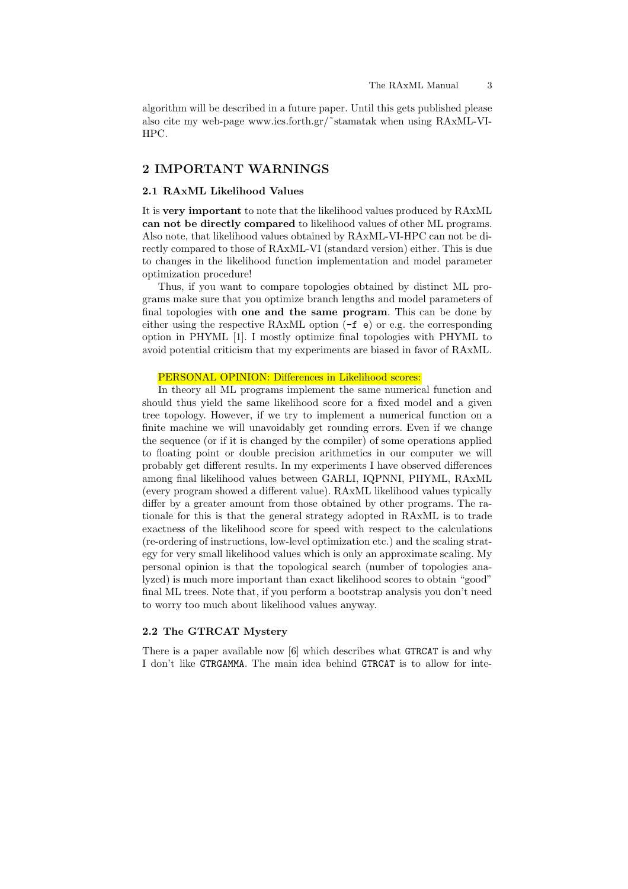algorithm will be described in a future paper. Until this gets published please also cite my web-page www.ics.forth.gr/~stamatak when using RAxML-VI-HPC.

## 2 IMPORTANT WARNINGS

### 2.1 RAxML Likelihood Values

It is **very important** to note that the likelihood values produced by RAxML **can not be directly compared** to likelihood values of other ML programs. Also note, that likelihood values obtained by RAxML-VI-HPC can not be directly compared to those of RAxML-VI (standard version) either. This is due to changes in the likelihood function implementation and model parameter optimization procedure!

Thus, if you want to compare topologies obtained by distinct ML programs make sure that you optimize branch lengths and model parameters of final topologies with **one and the same program**. This can be done by either using the respective RAxML option (`-f e`) or e.g. the corresponding option in PHYML [1]. I mostly optimize final topologies with PHYML to avoid potential criticism that my experiments are biased in favor of RAxML.

PERSONAL OPINION: Differences in Likelihood scores:

In theory all ML programs implement the same numerical function and should thus yield the same likelihood score for a fixed model and a given tree topology. However, if we try to implement a numerical function on a finite machine we will unavoidably get rounding errors. Even if we change the sequence (or if it is changed by the compiler) of some operations applied to floating point or double precision arithmetics in our computer we will probably get different results. In my experiments I have observed differences among final likelihood values between GARLI, IQPNNI, PHYML, RAxML (every program showed a different value). RAxML likelihood values typically differ by a greater amount from those obtained by other programs. The rationale for this is that the general strategy adopted in RAxML is to trade exactness of the likelihood score for speed with respect to the calculations (re-ordering of instructions, low-level optimization etc.) and the scaling strategy for very small likelihood values which is only an approximate scaling. My personal opinion is that the topological search (number of topologies analyzed) is much more important than exact likelihood scores to obtain "good" final ML trees. Note that, if you perform a bootstrap analysis you don't need to worry too much about likelihood values anyway.

### 2.2 The GTRCAT Mystery

There is a paper available now [6] which describes what `GTRCAT` is and why I don't like `GTRGAMMA`. The main idea behind `GTRCAT` is to allow for inte-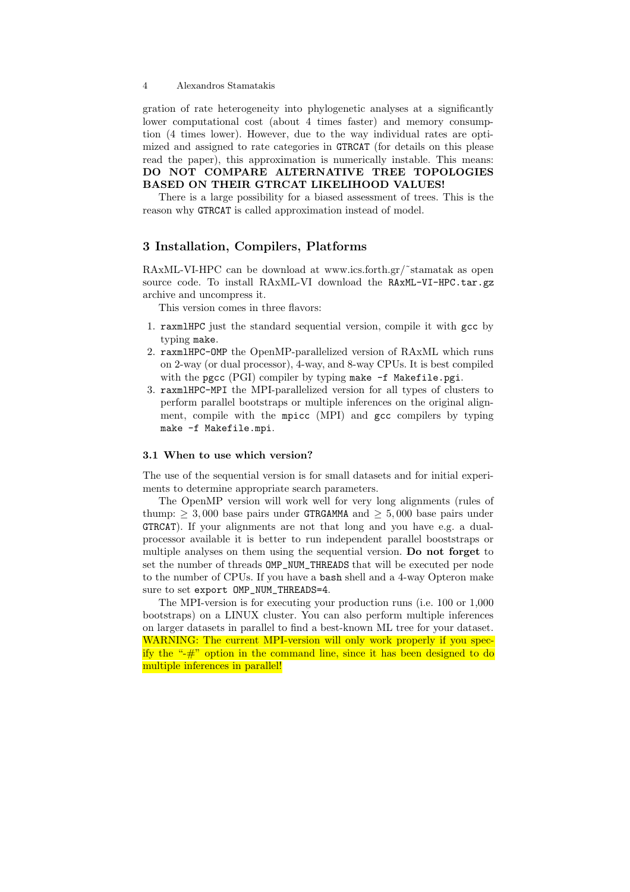gration of rate heterogeneity into phylogenetic analyses at a significantly lower computational cost (about 4 times faster) and memory consumption (4 times lower). However, due to the way individual rates are optimized and assigned to rate categories in GTRCAT (for details on this please read the paper), this approximation is numerically instable. This means: **DO NOT COMPARE ALTERNATIVE TREE TOPOLOGIES BASED ON THEIR GTRCAT LIKELIHOOD VALUES!**

There is a large possibility for a biased assessment of trees. This is the reason why GTRCAT is called approximation instead of model.

## 3 Installation, Compilers, Platforms

RAxML-VI-HPC can be download at www.ics.forth.gr/˜stamatak as open source code. To install RAxML-VI download the `RAxML-VI-HPC.tar.gz` archive and uncompress it.

This version comes in three flavors:

1. `raxmlHPC` just the standard sequential version, compile it with `gcc` by typing `make`.
2. `raxmlHPC-OMP` the OpenMP-parallelized version of RAxML which runs on 2-way (or dual processor), 4-way, and 8-way CPUs. It is best compiled with the `pgcc` (PGI) compiler by typing `make -f Makefile.pgi`.
3. `raxmlHPC-MPI` the MPI-parallelized version for all types of clusters to perform parallel bootstraps or multiple inferences on the original alignment, compile with the `mpicc` (MPI) and `gcc` compilers by typing `make -f Makefile.mpi`.

### 3.1 When to use which version?

The use of the sequential version is for small datasets and for initial experiments to determine appropriate search parameters.

The OpenMP version will work well for very long alignments (rules of thump: $\geq 3,000$ base pairs under GTRGAMMA and $\geq 5,000$ base pairs under GTRCAT). If your alignments are not that long and you have e.g. a dual-processor available it is better to run independent parallel booststraps or multiple analyses on them using the sequential version. **Do not forget** to set the number of threads `OMP_NUM_THREADS` that will be executed per node to the number of CPUs. If you have a `bash` shell and a 4-way Opteron make sure to set `export OMP_NUM_THREADS=4`.

The MPI-version is for executing your production runs (i.e. 100 or 1,000 bootstraps) on a LINUX cluster. You can also perform multiple inferences on larger datasets in parallel to find a best-known ML tree for your dataset. WARNING: The current MPI-version will only work properly if you specify the "-#" option in the command line, since it has been designed to do multiple inferences in parallel!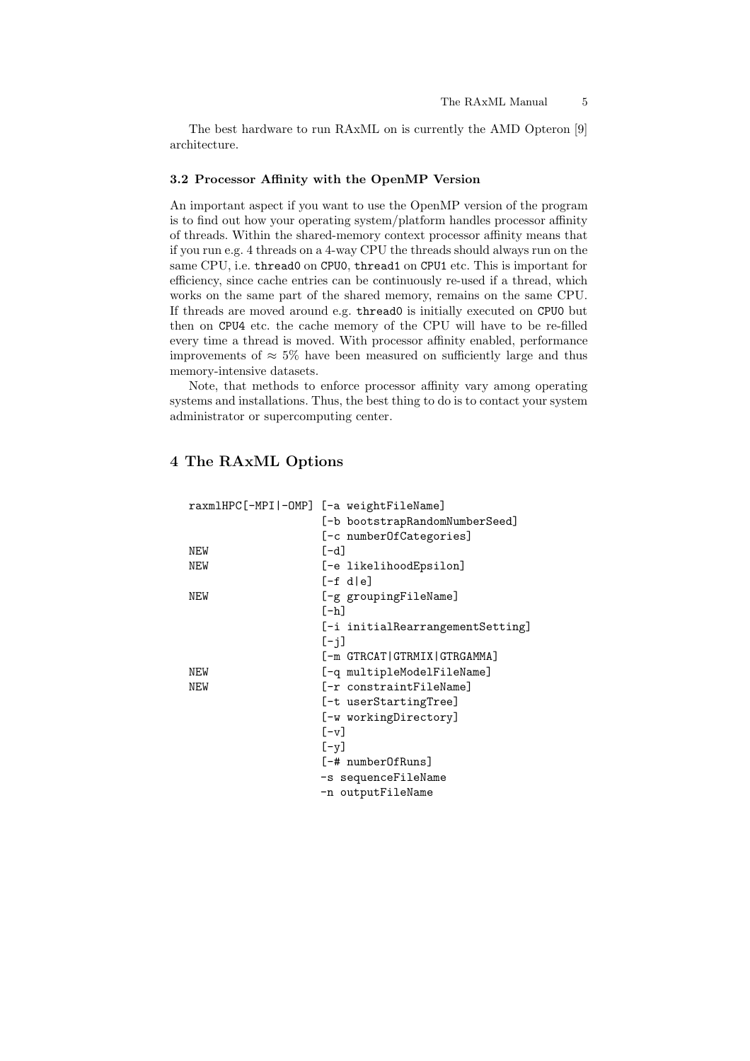The best hardware to run RAxML on is currently the AMD Opteron [9] architecture.

### 3.2 Processor Affinity with the OpenMP Version

An important aspect if you want to use the OpenMP version of the program is to find out how your operating system/platform handles processor affinity of threads. Within the shared-memory context processor affinity means that if you run e.g. 4 threads on a 4-way CPU the threads should always run on the same CPU, i.e. `thread0` on `CPU0`, `thread1` on `CPU1` etc. This is important for efficiency, since cache entries can be continuously re-used if a thread, which works on the same part of the shared memory, remains on the same CPU. If threads are moved around e.g. `thread0` is initially executed on `CPU0` but then on `CPU4` etc. the cache memory of the CPU will have to be re-filled every time a thread is moved. With processor affinity enabled, performance improvements of $\approx 5\%$ have been measured on sufficiently large and thus memory-intensive datasets.

Note, that methods to enforce processor affinity vary among operating systems and installations. Thus, the best thing to do is to contact your system administrator or supercomputing center.

## 4 The RAxML Options

```
raxmlHPC[-MPI|-OMP] [-a weightFileName]
                    [-b bootstrapRandomNumberSeed]
                    [-c numberOfCategories]
NEW                 [-d]
NEW                 [-e likelihoodEpsilon]
                    [-f d|e]
NEW                 [-g groupingFileName]
                    [-h]
                    [-i initialRearrangementSetting]
                    [-j]
                    [-m GTRCAT|GTRMIX|GTRGAMMA]
NEW                 [-q multipleModelFileName]
NEW                 [-r constraintFileName]
                    [-t userStartingTree]
                    [-w workingDirectory]
                    [-v]
                    [-y]
                    [-# numberOfRuns]
                    -s sequenceFileName
                    -n outputFileName
```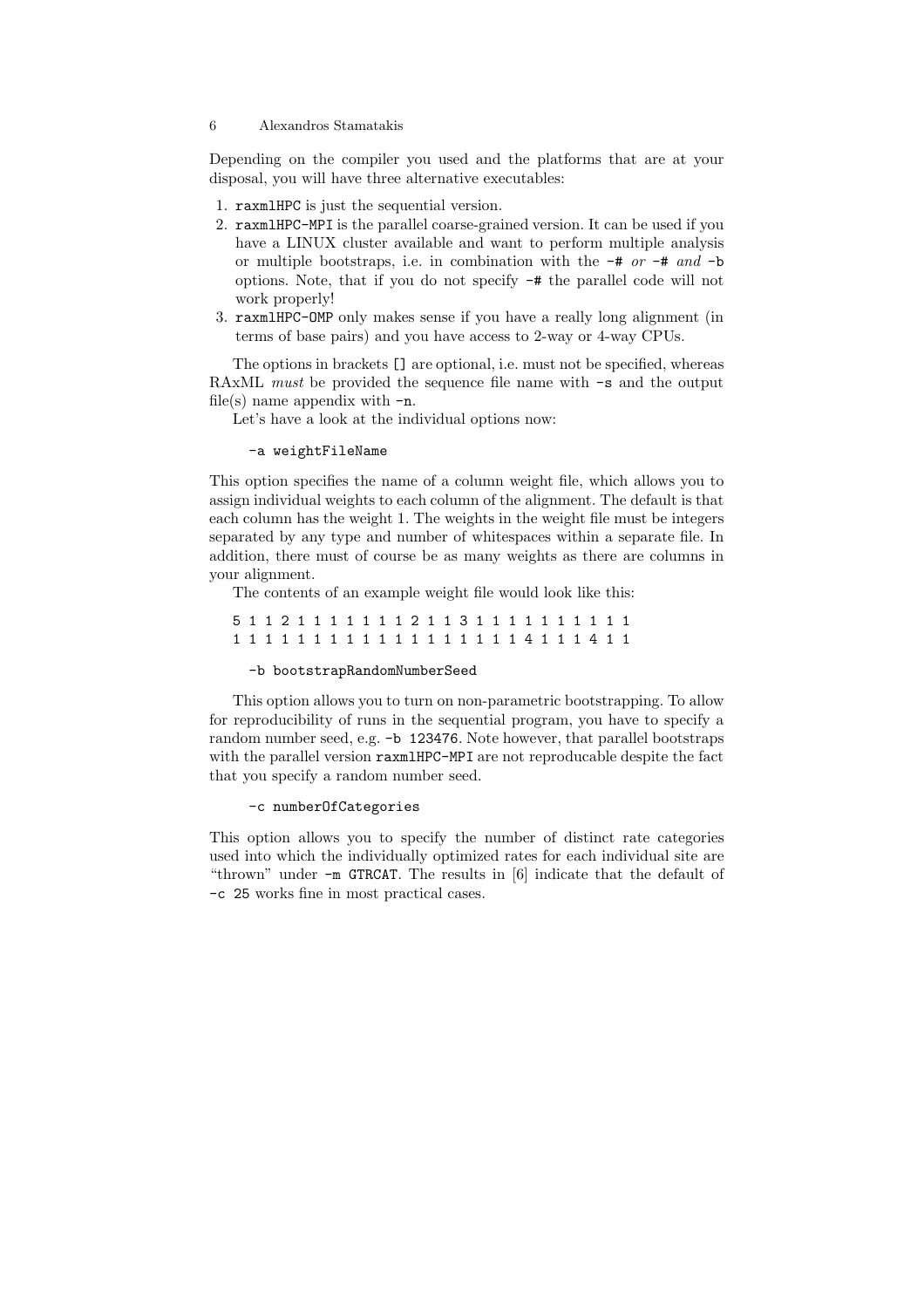Depending on the compiler you used and the platforms that are at your disposal, you will have three alternative executables:

1. `raxmlHPC` is just the sequential version.
2. `raxmlHPC-MPI` is the parallel coarse-grained version. It can be used if you have a LINUX cluster available and want to perform multiple analysis or multiple bootstraps, i.e. in combination with the `-#` *or* `-#` *and* `-b` options. Note, that if you do not specify `-#` the parallel code will not work properly!
3. `raxmlHPC-OMP` only makes sense if you have a really long alignment (in terms of base pairs) and you have access to 2-way or 4-way CPUs.

The options in brackets `[]` are optional, i.e. must not be specified, whereas RAxML *must* be provided the sequence file name with `-s` and the output file(s) name appendix with `-n`.

Let's have a look at the individual options now:

```
-a weightFileName
```

This option specifies the name of a column weight file, which allows you to assign individual weights to each column of the alignment. The default is that each column has the weight 1. The weights in the weight file must be integers separated by any type and number of whitespaces within a separate file. In addition, there must of course be as many weights as there are columns in your alignment.

The contents of an example weight file would look like this:

```
5 1 1 2 1 1 1 1 1 1 1 2 1 1 3 1 1 1 1 1 1 1 1 1 1
1 1 1 1 1 1 1 1 1 1 1 1 1 1 1 1 1 1 4 1 1 1 4 1 1
```

```
-b bootstrapRandomNumberSeed
```

This option allows you to turn on non-parametric bootstrapping. To allow for reproducibility of runs in the sequential program, you have to specify a random number seed, e.g. `-b 123476`. Note however, that parallel bootstraps with the parallel version `raxmlHPC-MPI` are not reproducable despite the fact that you specify a random number seed.

```
-c numberOfCategories
```

This option allows you to specify the number of distinct rate categories used into which the individually optimized rates for each individual site are "thrown" under `-m GTRCAT`. The results in [6] indicate that the default of `-c 25` works fine in most practical cases.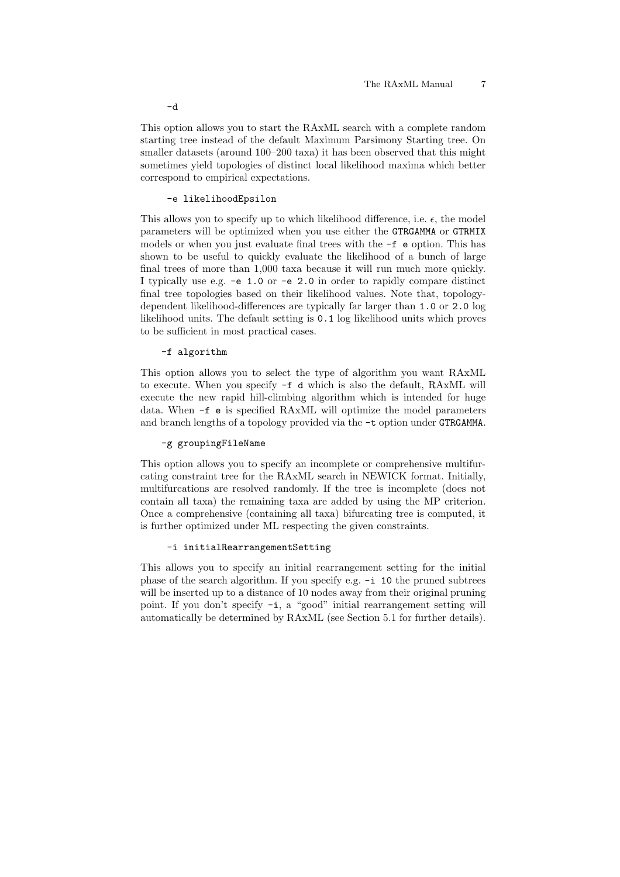```
-d
```

This option allows you to start the RAxML search with a complete random starting tree instead of the default Maximum Parsimony Starting tree. On smaller datasets (around 100–200 taxa) it has been observed that this might sometimes yield topologies of distinct local likelihood maxima which better correspond to empirical expectations.

```
-e likelihoodEpsilon
```

This allows you to specify up to which likelihood difference, i.e. $\epsilon$, the model parameters will be optimized when you use either the `GTRGAMMA` or `GTRMIX` models or when you just evaluate final trees with the `-f e` option. This has shown to be useful to quickly evaluate the likelihood of a bunch of large final trees of more than 1,000 taxa because it will run much more quickly. I typically use e.g. `-e 1.0` or `-e 2.0` in order to rapidly compare distinct final tree topologies based on their likelihood values. Note that, topology-dependent likelihood-differences are typically far larger than `1.0` or `2.0` log likelihood units. The default setting is `0.1` log likelihood units which proves to be sufficient in most practical cases.

```
-f algorithm
```

This option allows you to select the type of algorithm you want RAxML to execute. When you specify `-f d` which is also the default, RAxML will execute the new rapid hill-climbing algorithm which is intended for huge data. When `-f e` is specified RAxML will optimize the model parameters and branch lengths of a topology provided via the `-t` option under `GTRGAMMA`.

```
-g groupingFileName
```

This option allows you to specify an incomplete or comprehensive multifurcating constraint tree for the RAxML search in NEWICK format. Initially, multifurcations are resolved randomly. If the tree is incomplete (does not contain all taxa) the remaining taxa are added by using the MP criterion. Once a comprehensive (containing all taxa) bifurcating tree is computed, it is further optimized under ML respecting the given constraints.

```
-i initialRearrangementSetting
```

This allows you to specify an initial rearrangement setting for the initial phase of the search algorithm. If you specify e.g. `-i 10` the pruned subtrees will be inserted up to a distance of 10 nodes away from their original pruning point. If you don't specify `-i`, a "good" initial rearrangement setting will automatically be determined by RAxML (see Section 5.1 for further details).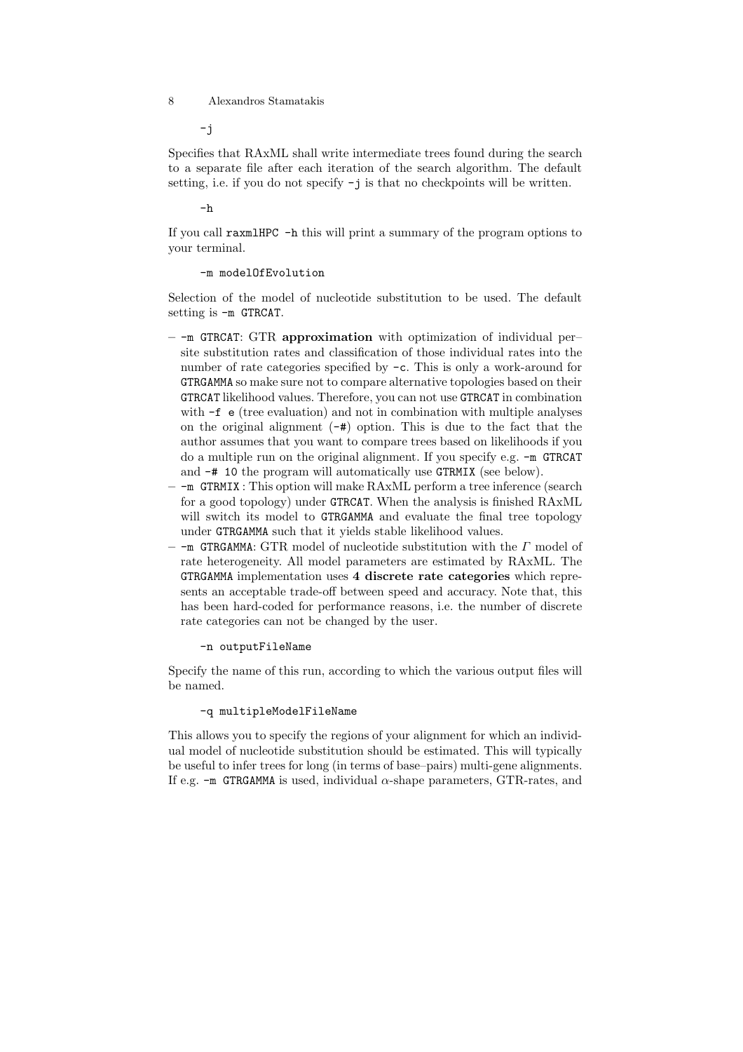```
-j
```

Specifies that RAxML shall write intermediate trees found during the search to a separate file after each iteration of the search algorithm. The default setting, i.e. if you do not specify `-j` is that no checkpoints will be written.

```
-h
```

If you call `raxmlHPC -h` this will print a summary of the program options to your terminal.

```
-m modelOfEvolution
```

Selection of the model of nucleotide substitution to be used. The default setting is `-m GTRCAT`.

- `-m GTRCAT`: GTR **approximation** with optimization of individual per–site substitution rates and classification of those individual rates into the number of rate categories specified by `-c`. This is only a work-around for `GTRGAMMA` so make sure not to compare alternative topologies based on their `GTRCAT` likelihood values. Therefore, you can not use `GTRCAT` in combination with `-f e` (tree evaluation) and not in combination with multiple analyses on the original alignment (`-#`) option. This is due to the fact that the author assumes that you want to compare trees based on likelihoods if you do a multiple run on the original alignment. If you specify e.g. `-m GTRCAT` and `-# 10` the program will automatically use `GTRMIX` (see below).
- `-m GTRMIX` : This option will make RAxML perform a tree inference (search for a good topology) under `GTRCAT`. When the analysis is finished RAxML will switch its model to `GTRGAMMA` and evaluate the final tree topology under `GTRGAMMA` such that it yields stable likelihood values.
- `-m GTRGAMMA`: GTR model of nucleotide substitution with the $\Gamma$ model of rate heterogeneity. All model parameters are estimated by RAxML. The `GTRGAMMA` implementation uses **4 discrete rate categories** which represents an acceptable trade-off between speed and accuracy. Note that, this has been hard-coded for performance reasons, i.e. the number of discrete rate categories can not be changed by the user.

```
-n outputFileName
```

Specify the name of this run, according to which the various output files will be named.

```
-q multipleModelFileName
```

This allows you to specify the regions of your alignment for which an individual model of nucleotide substitution should be estimated. This will typically be useful to infer trees for long (in terms of base–pairs) multi-gene alignments. If e.g. `-m GTRGAMMA` is used, individual $\alpha$-shape parameters, GTR-rates, and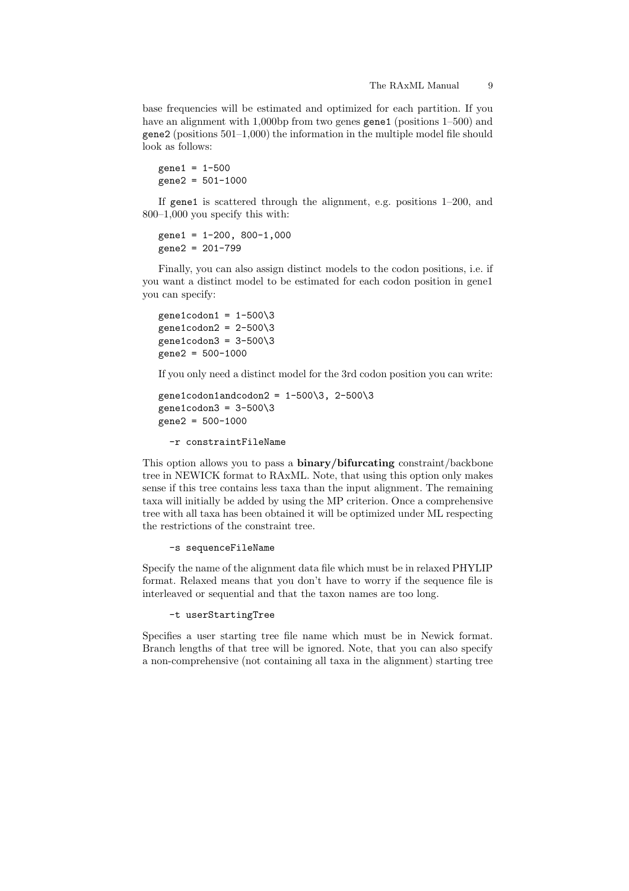base frequencies will be estimated and optimized for each partition. If you have an alignment with 1,000bp from two genes `gene1` (positions 1–500) and `gene2` (positions 501–1,000) the information in the multiple model file should look as follows:

```
gene1 = 1-500
gene2 = 501-1000
```

If `gene1` is scattered through the alignment, e.g. positions 1–200, and 800–1,000 you specify this with:

```
gene1 = 1-200, 800-1,000
gene2 = 201-799
```

Finally, you can also assign distinct models to the codon positions, i.e. if you want a distinct model to be estimated for each codon position in gene1 you can specify:

```
gene1codon1 = 1-500\3
gene1codon2 = 2-500\3
gene1codon3 = 3-500\3
gene2 = 500-1000
```

If you only need a distinct model for the 3rd codon position you can write:

```
gene1codon1andcodon2 = 1-500\3, 2-500\3
gene1codon3 = 3-500\3
gene2 = 500-1000
```

```
-r constraintFileName
```

This option allows you to pass a **binary/bifurcating** constraint/backbone tree in NEWICK format to RAxML. Note, that using this option only makes sense if this tree contains less taxa than the input alignment. The remaining taxa will initially be added by using the MP criterion. Once a comprehensive tree with all taxa has been obtained it will be optimized under ML respecting the restrictions of the constraint tree.

```
-s sequenceFileName
```

Specify the name of the alignment data file which must be in relaxed PHYLIP format. Relaxed means that you don't have to worry if the sequence file is interleaved or sequential and that the taxon names are too long.

```
-t userStartingTree
```

Specifies a user starting tree file name which must be in Newick format. Branch lengths of that tree will be ignored. Note, that you can also specify a non-comprehensive (not containing all taxa in the alignment) starting tree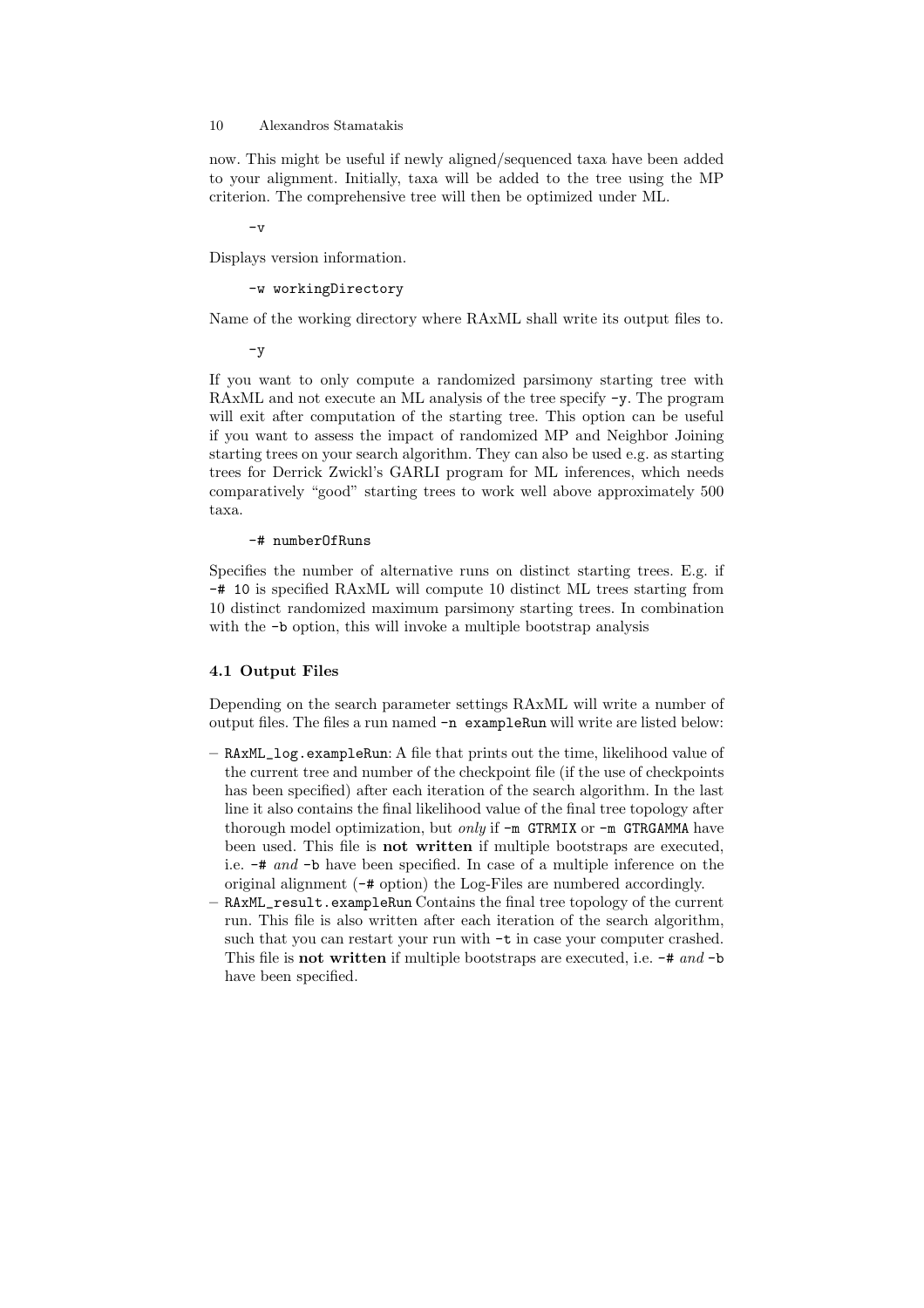now. This might be useful if newly aligned/sequenced taxa have been added to your alignment. Initially, taxa will be added to the tree using the MP criterion. The comprehensive tree will then be optimized under ML.

```
-v
```

Displays version information.

```
-w workingDirectory
```

Name of the working directory where RAxML shall write its output files to.

```
-y
```

If you want to only compute a randomized parsimony starting tree with RAxML and not execute an ML analysis of the tree specify `-y`. The program will exit after computation of the starting tree. This option can be useful if you want to assess the impact of randomized MP and Neighbor Joining starting trees on your search algorithm. They can also be used e.g. as starting trees for Derrick Zwickl's GARLI program for ML inferences, which needs comparatively "good" starting trees to work well above approximately 500 taxa.

```
-# numberOfRuns
```

Specifies the number of alternative runs on distinct starting trees. E.g. if `-# 10` is specified RAxML will compute 10 distinct ML trees starting from 10 distinct randomized maximum parsimony starting trees. In combination with the `-b` option, this will invoke a multiple bootstrap analysis

### 4.1 Output Files

Depending on the search parameter settings RAxML will write a number of output files. The files a run named `-n exampleRun` will write are listed below:

– `RAxML_log.exampleRun`: A file that prints out the time, likelihood value of the current tree and number of the checkpoint file (if the use of checkpoints has been specified) after each iteration of the search algorithm. In the last line it also contains the final likelihood value of the final tree topology after thorough model optimization, but *only* if `-m GTRMIX` or `-m GTRGAMMA` have been used. This file is **not written** if multiple bootstraps are executed, i.e. `-#` *and* `-b` have been specified. In case of a multiple inference on the original alignment (`-#` option) the Log-Files are numbered accordingly.
– `RAxML_result.exampleRun` Contains the final tree topology of the current run. This file is also written after each iteration of the search algorithm, such that you can restart your run with `-t` in case your computer crashed. This file is **not written** if multiple bootstraps are executed, i.e. `-#` *and* `-b` have been specified.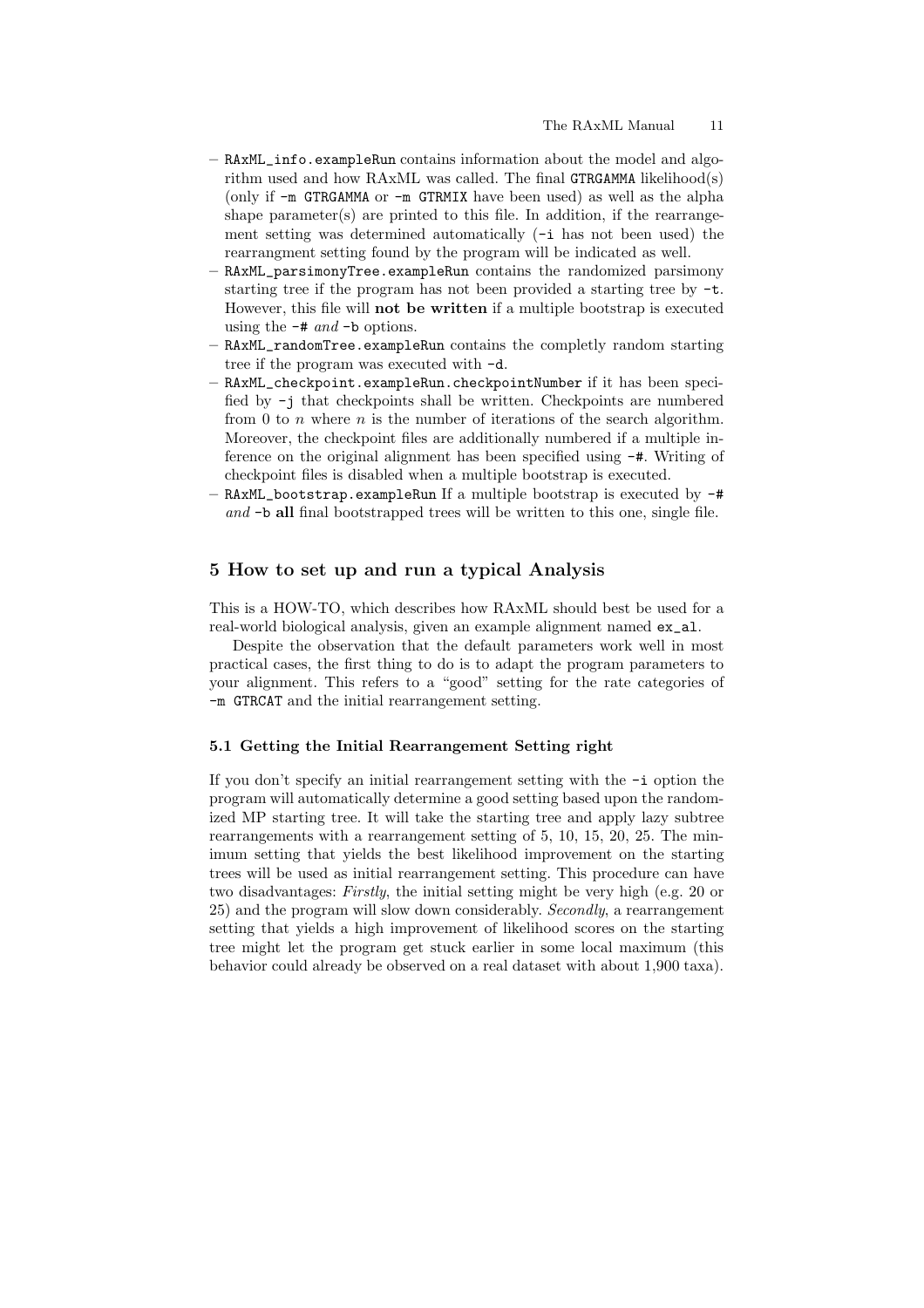- `RAxML_info.exampleRun` contains information about the model and algorithm used and how RAxML was called. The final `GTRGAMMA` likelihood(s) (only if `-m GTRGAMMA` or `-m GTRMIX` have been used) as well as the alpha shape parameter(s) are printed to this file. In addition, if the rearrangement setting was determined automatically (`-i` has not been used) the rearrangment setting found by the program will be indicated as well.
- `RAxML_parsimonyTree.exampleRun` contains the randomized parsimony starting tree if the program has not been provided a starting tree by `-t`. However, this file will **not be written** if a multiple bootstrap is executed using the `-#` *and* `-b` options.
- `RAxML_randomTree.exampleRun` contains the completly random starting tree if the program was executed with `-d`.
- `RAxML_checkpoint.exampleRun.checkpointNumber` if it has been specified by `-j` that checkpoints shall be written. Checkpoints are numbered from 0 to $n$ where $n$ is the number of iterations of the search algorithm. Moreover, the checkpoint files are additionally numbered if a multiple inference on the original alignment has been specified using `-#`. Writing of checkpoint files is disabled when a multiple bootstrap is executed.
- `RAxML_bootstrap.exampleRun` If a multiple bootstrap is executed by `-#` *and* `-b` **all** final bootstrapped trees will be written to this one, single file.

## 5 How to set up and run a typical Analysis

This is a HOW-TO, which describes how RAxML should best be used for a real-world biological analysis, given an example alignment named `ex_al`.

Despite the observation that the default parameters work well in most practical cases, the first thing to do is to adapt the program parameters to your alignment. This refers to a "good" setting for the rate categories of `-m GTRCAT` and the initial rearrangement setting.

### 5.1 Getting the Initial Rearrangement Setting right

If you don't specify an initial rearrangement setting with the `-i` option the program will automatically determine a good setting based upon the randomized MP starting tree. It will take the starting tree and apply lazy subtree rearrangements with a rearrangement setting of 5, 10, 15, 20, 25. The minimum setting that yields the best likelihood improvement on the starting trees will be used as initial rearrangement setting. This procedure can have two disadvantages: *Firstly*, the initial setting might be very high (e.g. 20 or 25) and the program will slow down considerably. *Secondly*, a rearrangement setting that yields a high improvement of likelihood scores on the starting tree might let the program get stuck earlier in some local maximum (this behavior could already be observed on a real dataset with about 1,900 taxa).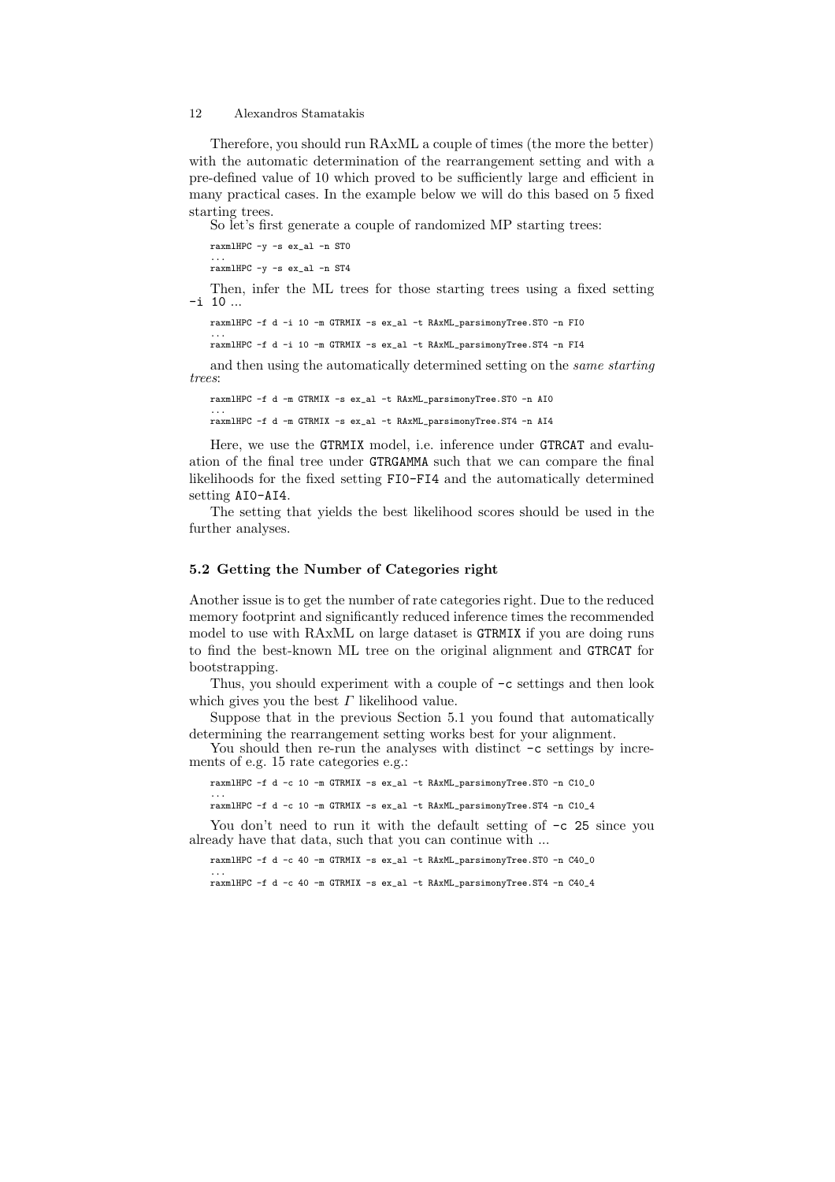Therefore, you should run RAxML a couple of times (the more the better) with the automatic determination of the rearrangement setting and with a pre-defined value of 10 which proved to be sufficiently large and efficient in many practical cases. In the example below we will do this based on 5 fixed starting trees.

So let's first generate a couple of randomized MP starting trees:

```
raxmlHPC -y -s ex_al -n ST0
...
raxmlHPC -y -s ex_al -n ST4
```

Then, infer the ML trees for those starting trees using a fixed setting `-i 10` ...

```
raxmlHPC -f d -i 10 -m GTRMIX -s ex_al -t RAxML_parsimonyTree.ST0 -n FI0
...
raxmlHPC -f d -i 10 -m GTRMIX -s ex_al -t RAxML_parsimonyTree.ST4 -n FI4
```

and then using the automatically determined setting on the *same starting trees*:

```
raxmlHPC -f d -m GTRMIX -s ex_al -t RAxML_parsimonyTree.ST0 -n AI0
...
raxmlHPC -f d -m GTRMIX -s ex_al -t RAxML_parsimonyTree.ST4 -n AI4
```

Here, we use the `GTRMIX` model, i.e. inference under `GTRCAT` and evaluation of the final tree under `GTRGAMMA` such that we can compare the final likelihoods for the fixed setting `FI0-FI4` and the automatically determined setting `AI0-AI4`.

The setting that yields the best likelihood scores should be used in the further analyses.

### 5.2 Getting the Number of Categories right

Another issue is to get the number of rate categories right. Due to the reduced memory footprint and significantly reduced inference times the recommended model to use with RAxML on large dataset is `GTRMIX` if you are doing runs to find the best-known ML tree on the original alignment and `GTRCAT` for bootstrapping.

Thus, you should experiment with a couple of `-c` settings and then look which gives you the best $\Gamma$ likelihood value.

Suppose that in the previous Section 5.1 you found that automatically determining the rearrangement setting works best for your alignment.

You should then re-run the analyses with distinct `-c` settings by increments of e.g. 15 rate categories e.g.:

```
raxmlHPC -f d -c 10 -m GTRMIX -s ex_al -t RAxML_parsimonyTree.ST0 -n C10_0
...
raxmlHPC -f d -c 10 -m GTRMIX -s ex_al -t RAxML_parsimonyTree.ST4 -n C10_4
```

You don't need to run it with the default setting of `-c 25` since you already have that data, such that you can continue with ...

```
raxmlHPC -f d -c 40 -m GTRMIX -s ex_al -t RAxML_parsimonyTree.ST0 -n C40_0
...
raxmlHPC -f d -c 40 -m GTRMIX -s ex_al -t RAxML_parsimonyTree.ST4 -n C40_4
```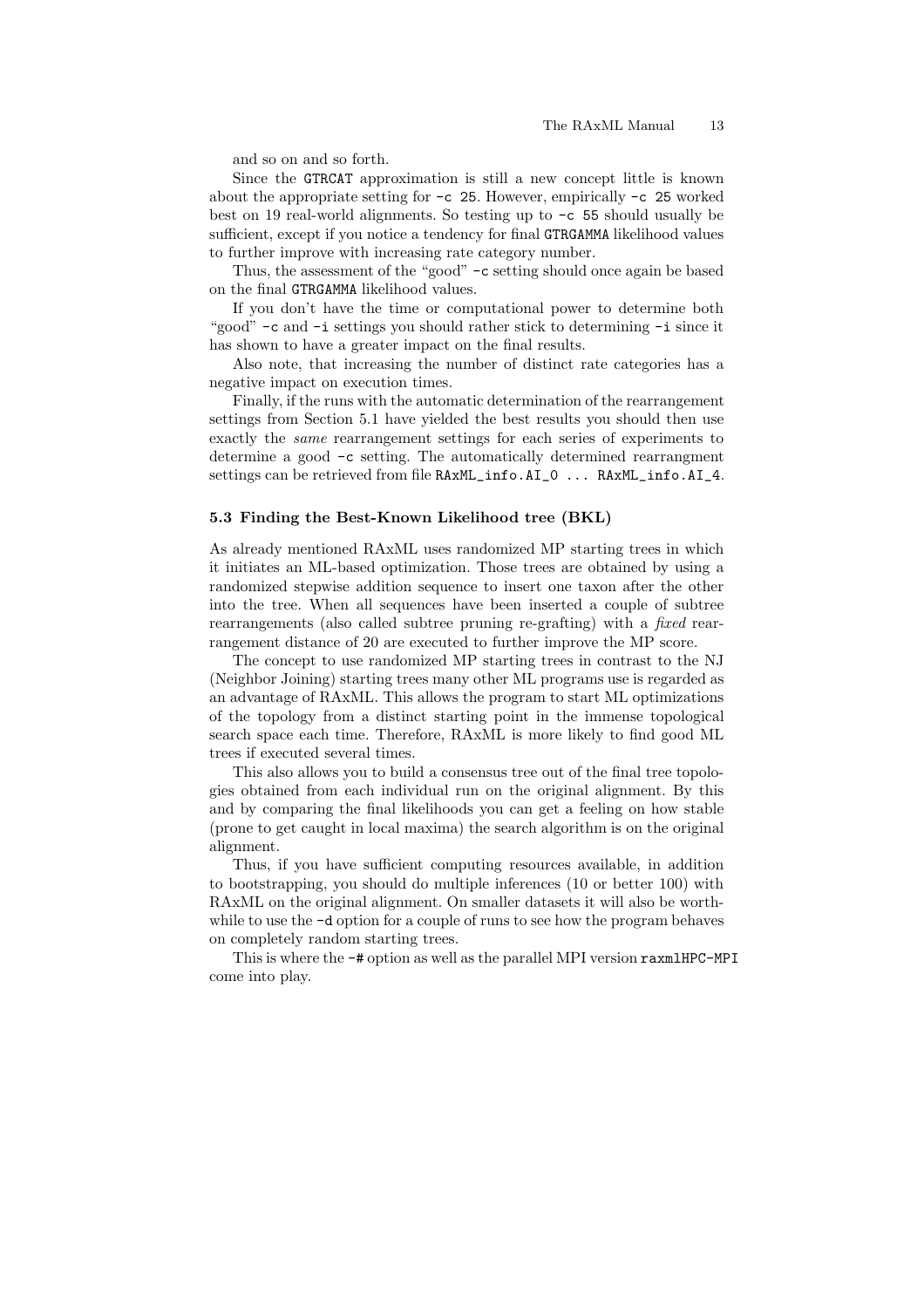and so on and so forth.

Since the `GTRCAT` approximation is still a new concept little is known about the appropriate setting for `-c 25`. However, empirically `-c 25` worked best on 19 real-world alignments. So testing up to `-c 55` should usually be sufficient, except if you notice a tendency for final `GTRGAMMA` likelihood values to further improve with increasing rate category number.

Thus, the assessment of the "good" `-c` setting should once again be based on the final `GTRGAMMA` likelihood values.

If you don't have the time or computational power to determine both "good" `-c` and `-i` settings you should rather stick to determining `-i` since it has shown to have a greater impact on the final results.

Also note, that increasing the number of distinct rate categories has a negative impact on execution times.

Finally, if the runs with the automatic determination of the rearrangement settings from Section 5.1 have yielded the best results you should then use exactly the *same* rearrangement settings for each series of experiments to determine a good `-c` setting. The automatically determined rearrangment settings can be retrieved from file `RAxML_info.AI_0 ... RAxML_info.AI_4`.

### 5.3 Finding the Best-Known Likelihood tree (BKL)

As already mentioned RAxML uses randomized MP starting trees in which it initiates an ML-based optimization. Those trees are obtained by using a randomized stepwise addition sequence to insert one taxon after the other into the tree. When all sequences have been inserted a couple of subtree rearrangements (also called subtree pruning re-grafting) with a *fixed* rearrangement distance of 20 are executed to further improve the MP score.

The concept to use randomized MP starting trees in contrast to the NJ (Neighbor Joining) starting trees many other ML programs use is regarded as an advantage of RAxML. This allows the program to start ML optimizations of the topology from a distinct starting point in the immense topological search space each time. Therefore, RAxML is more likely to find good ML trees if executed several times.

This also allows you to build a consensus tree out of the final tree topologies obtained from each individual run on the original alignment. By this and by comparing the final likelihoods you can get a feeling on how stable (prone to get caught in local maxima) the search algorithm is on the original alignment.

Thus, if you have sufficient computing resources available, in addition to bootstrapping, you should do multiple inferences (10 or better 100) with RAxML on the original alignment. On smaller datasets it will also be worthwhile to use the `-d` option for a couple of runs to see how the program behaves on completely random starting trees.

This is where the `-#` option as well as the parallel MPI version `raxmlHPC-MPI` come into play.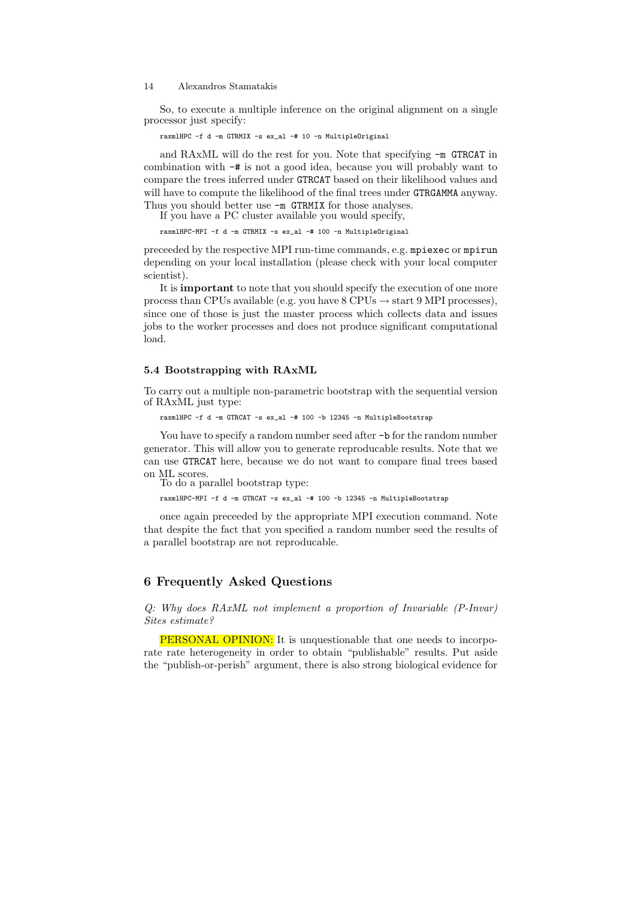So, to execute a multiple inference on the original alignment on a single processor just specify:

```
raxmlHPC -f d -m GTRMIX -s ex_al -# 10 -n MultipleOriginal
```

and RAxML will do the rest for you. Note that specifying `-m GTRCAT` in combination with `-#` is not a good idea, because you will probably want to compare the trees inferred under `GTRCAT` based on their likelihood values and will have to compute the likelihood of the final trees under `GTRGAMMA` anyway. Thus you should better use `-m GTRMIX` for those analyses.

If you have a PC cluster available you would specify,

```
raxmlHPC-MPI -f d -m GTRMIX -s ex_al -# 100 -n MultipleOriginal
```

preceeded by the respective MPI run-time commands, e.g. `mpiexec` or `mpirun` depending on your local installation (please check with your local computer scientist).

It is **important** to note that you should specify the execution of one more process than CPUs available (e.g. you have 8 CPUs → start 9 MPI processes), since one of those is just the master process which collects data and issues jobs to the worker processes and does not produce significant computational load.

### 5.4 Bootstrapping with RAxML

To carry out a multiple non-parametric bootstrap with the sequential version of RAxML just type:

```
raxmlHPC -f d -m GTRCAT -s ex_al -# 100 -b 12345 -n MultipleBootstrap
```

You have to specify a random number seed after `-b` for the random number generator. This will allow you to generate reproducable results. Note that we can use `GTRCAT` here, because we do not want to compare final trees based on ML scores.

To do a parallel bootstrap type:

```
raxmlHPC-MPI -f d -m GTRCAT -s ex_al -# 100 -b 12345 -n MultipleBootstrap
```

once again preceeded by the appropriate MPI execution command. Note that despite the fact that you specified a random number seed the results of a parallel bootstrap are not reproducable.

## 6 Frequently Asked Questions

*Q: Why does RAxML not implement a proportion of Invariable (P-Invar) Sites estimate?*

PERSONAL OPINION: It is unquestionable that one needs to incorporate rate heterogeneity in order to obtain "publishable" results. Put aside the "publish-or-perish" argument, there is also strong biological evidence for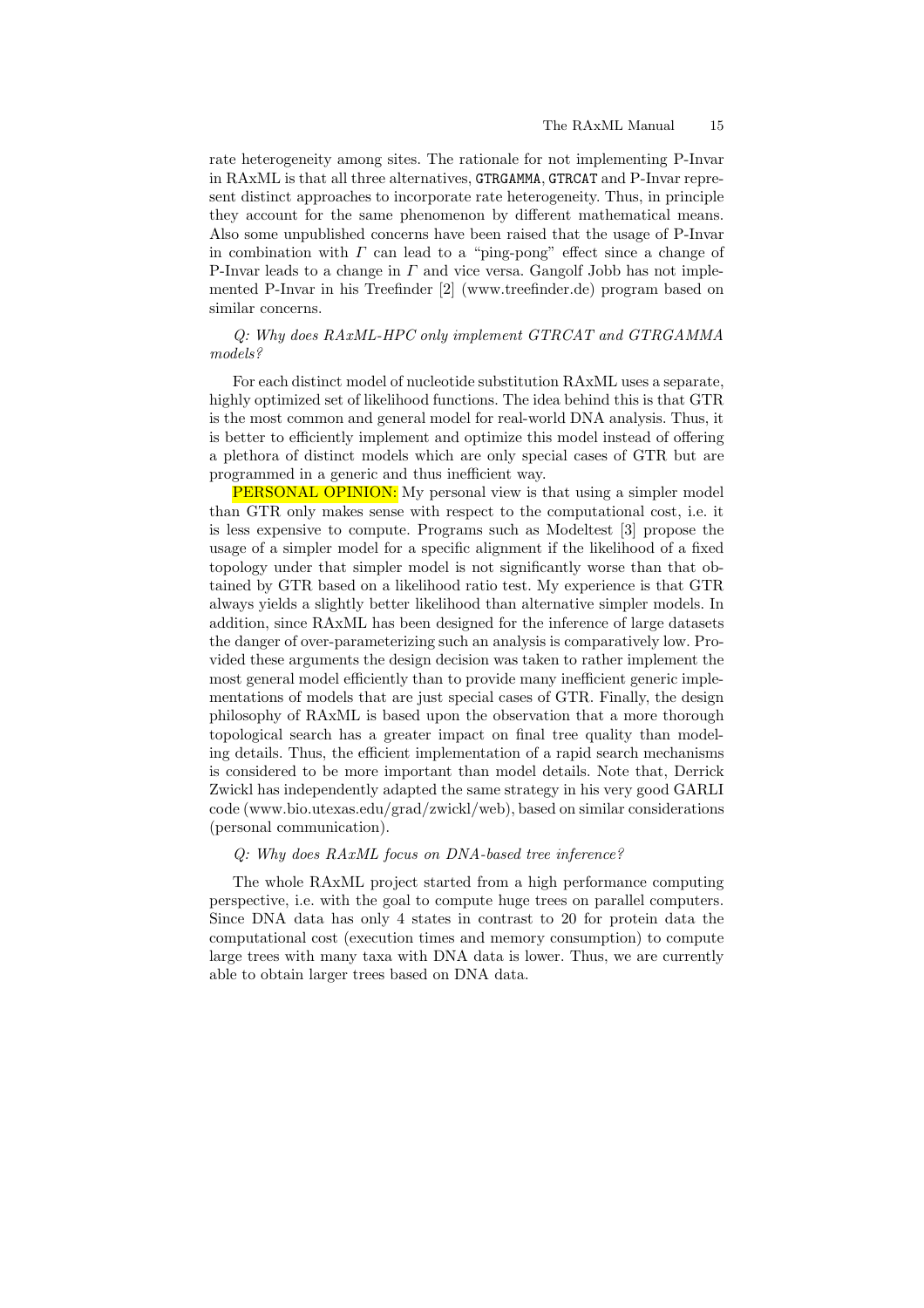rate heterogeneity among sites. The rationale for not implementing P-Invar in RAxML is that all three alternatives, `GTRGAMMA`, `GTRCAT` and P-Invar represent distinct approaches to incorporate rate heterogeneity. Thus, in principle they account for the same phenomenon by different mathematical means. Also some unpublished concerns have been raised that the usage of P-Invar in combination with $\Gamma$ can lead to a "ping-pong" effect since a change of P-Invar leads to a change in $\Gamma$ and vice versa. Gangolf Jobb has not implemented P-Invar in his Treefinder [2] (www.treefinder.de) program based on similar concerns.

*Q: Why does RAxML-HPC only implement GTRCAT and GTRGAMMA models?*

For each distinct model of nucleotide substitution RAxML uses a separate, highly optimized set of likelihood functions. The idea behind this is that GTR is the most common and general model for real-world DNA analysis. Thus, it is better to efficiently implement and optimize this model instead of offering a plethora of distinct models which are only special cases of GTR but are programmed in a generic and thus inefficient way.

PERSONAL OPINION: My personal view is that using a simpler model than GTR only makes sense with respect to the computational cost, i.e. it is less expensive to compute. Programs such as Modeltest [3] propose the usage of a simpler model for a specific alignment if the likelihood of a fixed topology under that simpler model is not significantly worse than that obtained by GTR based on a likelihood ratio test. My experience is that GTR always yields a slightly better likelihood than alternative simpler models. In addition, since RAxML has been designed for the inference of large datasets the danger of over-parameterizing such an analysis is comparatively low. Provided these arguments the design decision was taken to rather implement the most general model efficiently than to provide many inefficient generic implementations of models that are just special cases of GTR. Finally, the design philosophy of RAxML is based upon the observation that a more thorough topological search has a greater impact on final tree quality than modeling details. Thus, the efficient implementation of a rapid search mechanisms is considered to be more important than model details. Note that, Derrick Zwickl has independently adapted the same strategy in his very good GARLI code (www.bio.utexas.edu/grad/zwickl/web), based on similar considerations (personal communication).

*Q: Why does RAxML focus on DNA-based tree inference?*

The whole RAxML project started from a high performance computing perspective, i.e. with the goal to compute huge trees on parallel computers. Since DNA data has only 4 states in contrast to 20 for protein data the computational cost (execution times and memory consumption) to compute large trees with many taxa with DNA data is lower. Thus, we are currently able to obtain larger trees based on DNA data.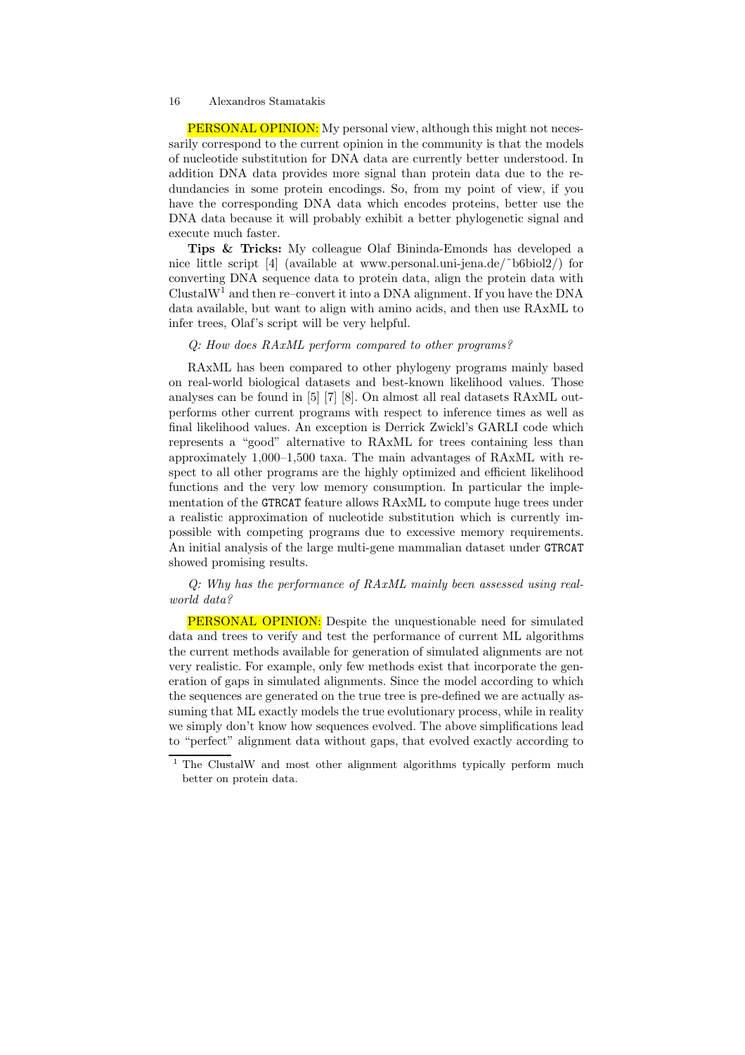PERSONAL OPINION: My personal view, although this might not necessarily correspond to the current opinion in the community is that the models of nucleotide substitution for DNA data are currently better understood. In addition DNA data provides more signal than protein data due to the redundancies in some protein encodings. So, from my point of view, if you have the corresponding DNA data which encodes proteins, better use the DNA data because it will probably exhibit a better phylogenetic signal and execute much faster.

**Tips & Tricks:** My colleague Olaf Bininda-Emonds has developed a nice little script [4] (available at www.personal.uni-jena.de/~b6biol2/) for converting DNA sequence data to protein data, align the protein data with ClustalW[1] and then re–convert it into a DNA alignment. If you have the DNA data available, but want to align with amino acids, and then use RAxML to infer trees, Olaf's script will be very helpful.

*Q: How does RAxML perform compared to other programs?*

RAxML has been compared to other phylogeny programs mainly based on real-world biological datasets and best-known likelihood values. Those analyses can be found in [5] [7] [8]. On almost all real datasets RAxML outperforms other current programs with respect to inference times as well as final likelihood values. An exception is Derrick Zwickl's GARLI code which represents a "good" alternative to RAxML for trees containing less than approximately 1,000–1,500 taxa. The main advantages of RAxML with respect to all other programs are the highly optimized and efficient likelihood functions and the very low memory consumption. In particular the implementation of the `GTRCAT` feature allows RAxML to compute huge trees under a realistic approximation of nucleotide substitution which is currently impossible with competing programs due to excessive memory requirements. An initial analysis of the large multi-gene mammalian dataset under `GTRCAT` showed promising results.

*Q: Why has the performance of RAxML mainly been assessed using real-world data?*

PERSONAL OPINION: Despite the unquestionable need for simulated data and trees to verify and test the performance of current ML algorithms the current methods available for generation of simulated alignments are not very realistic. For example, only few methods exist that incorporate the generation of gaps in simulated alignments. Since the model according to which the sequences are generated on the true tree is pre-defined we are actually assuming that ML exactly models the true evolutionary process, while in reality we simply don't know how sequences evolved. The above simplifications lead to "perfect" alignment data without gaps, that evolved exactly according to

[1] The ClustalW and most other alignment algorithms typically perform much better on protein data.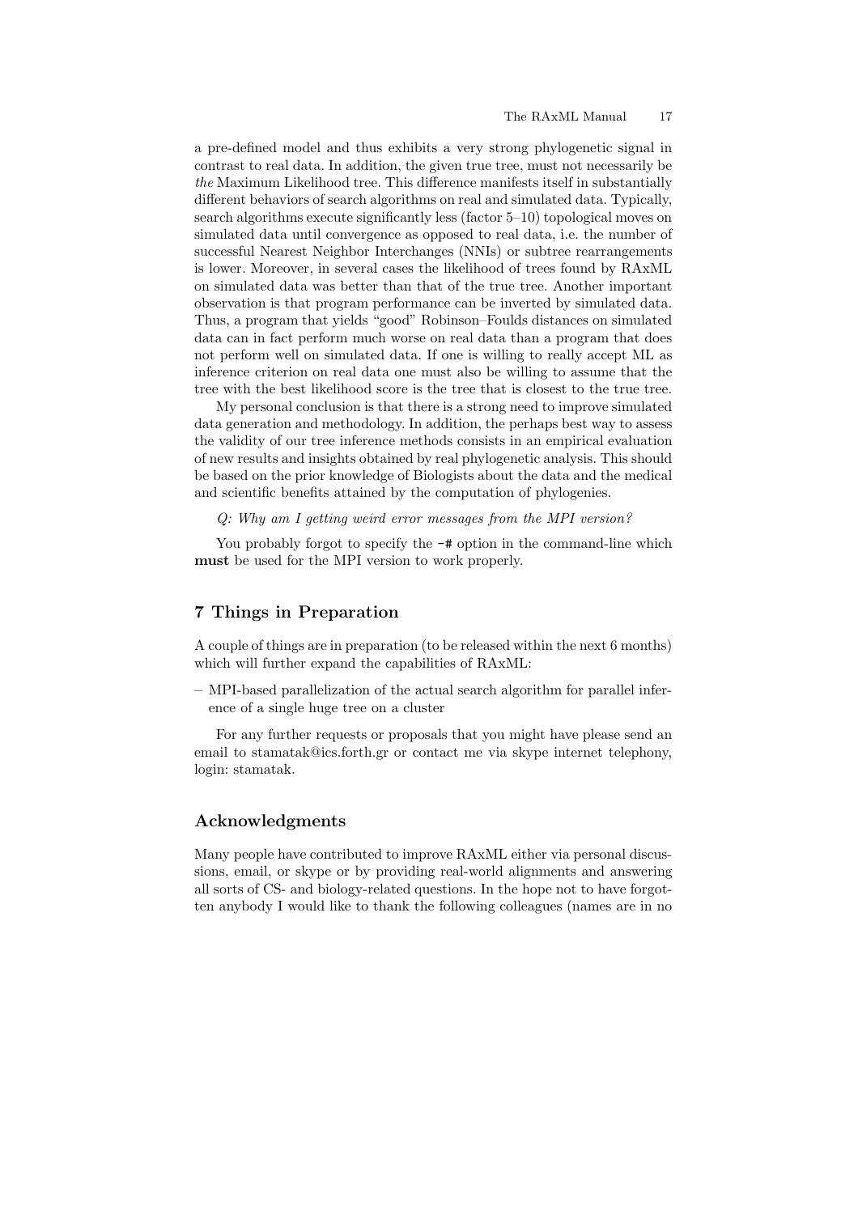a pre-defined model and thus exhibits a very strong phylogenetic signal in contrast to real data. In addition, the given true tree, must not necessarily be *the* Maximum Likelihood tree. This difference manifests itself in substantially different behaviors of search algorithms on real and simulated data. Typically, search algorithms execute significantly less (factor 5–10) topological moves on simulated data until convergence as opposed to real data, i.e. the number of successful Nearest Neighbor Interchanges (NNIs) or subtree rearrangements is lower. Moreover, in several cases the likelihood of trees found by RAxML on simulated data was better than that of the true tree. Another important observation is that program performance can be inverted by simulated data. Thus, a program that yields "good" Robinson–Foulds distances on simulated data can in fact perform much worse on real data than a program that does not perform well on simulated data. If one is willing to really accept ML as inference criterion on real data one must also be willing to assume that the tree with the best likelihood score is the tree that is closest to the true tree.

My personal conclusion is that there is a strong need to improve simulated data generation and methodology. In addition, the perhaps best way to assess the validity of our tree inference methods consists in an empirical evaluation of new results and insights obtained by real phylogenetic analysis. This should be based on the prior knowledge of Biologists about the data and the medical and scientific benefits attained by the computation of phylogenies.

*Q: Why am I getting weird error messages from the MPI version?*

You probably forgot to specify the `-#` option in the command-line which **must** be used for the MPI version to work properly.

## 7 Things in Preparation

A couple of things are in preparation (to be released within the next 6 months) which will further expand the capabilities of RAxML:

- MPI-based parallelization of the actual search algorithm for parallel inference of a single huge tree on a cluster

For any further requests or proposals that you might have please send an email to stamatak@ics.forth.gr or contact me via skype internet telephony, login: stamatak.

## Acknowledgments

Many people have contributed to improve RAxML either via personal discussions, email, or skype or by providing real-world alignments and answering all sorts of CS- and biology-related questions. In the hope not to have forgotten anybody I would like to thank the following colleagues (names are in no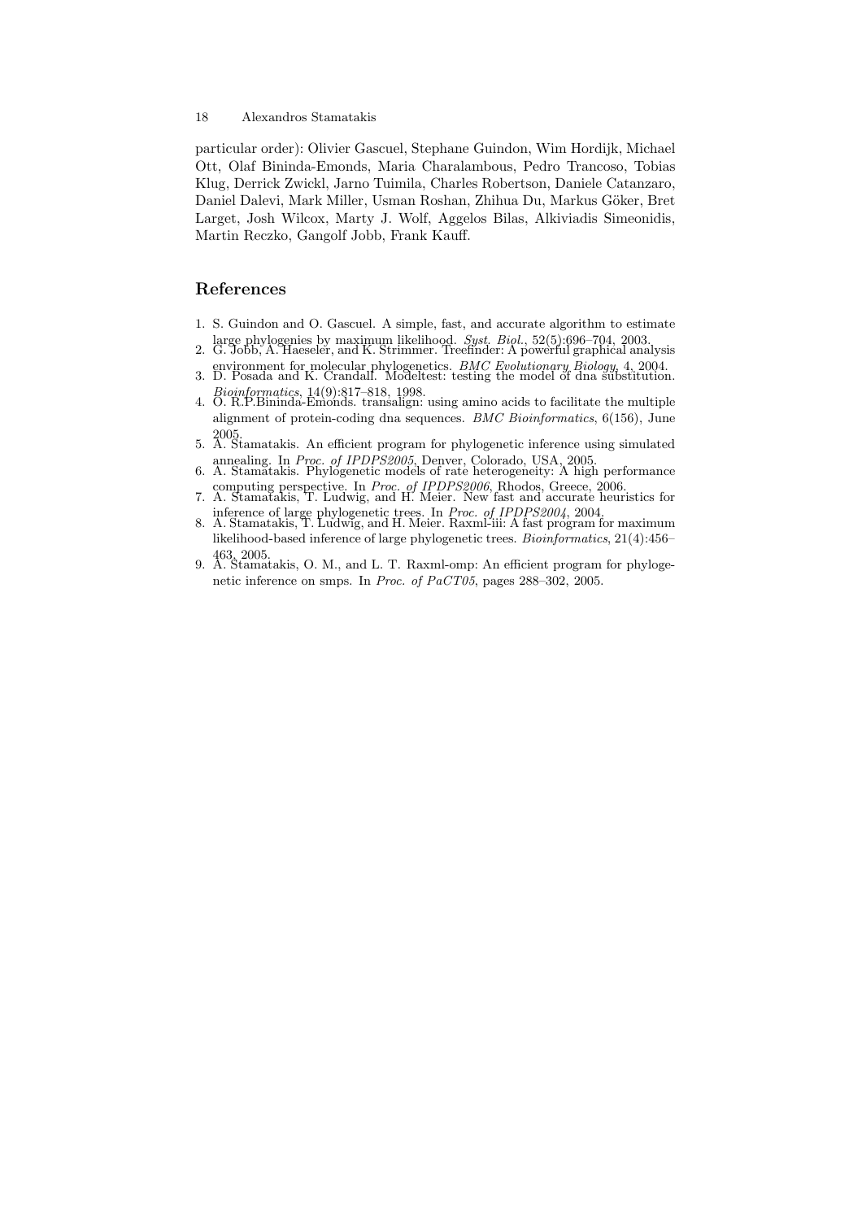particular order): Olivier Gascuel, Stephane Guindon, Wim Hordijk, Michael Ott, Olaf Bininda-Emonds, Maria Charalambous, Pedro Trancoso, Tobias Klug, Derrick Zwickl, Jarno Tuimila, Charles Robertson, Daniele Catanzaro, Daniel Dalevi, Mark Miller, Usman Roshan, Zhihua Du, Markus Göker, Bret Larget, Josh Wilcox, Marty J. Wolf, Aggelos Bilas, Alkiviadis Simeonidis, Martin Reczko, Gangolf Jobb, Frank Kauff.

## References

1. S. Guindon and O. Gascuel. A simple, fast, and accurate algorithm to estimate large phylogenies by maximum likelihood. *Syst. Biol.*, 52(5):696–704, 2003.
2. G. Jobb, A. Haeseler, and K. Strimmer. Treefinder: A powerful graphical analysis environment for molecular phylogenetics. *BMC Evolutionary Biology*, 4, 2004.
3. D. Posada and K. Crandall. Modeltest: testing the model of dna substitution. *Bioinformatics*, 14(9):817–818, 1998.
4. O. R.P.Bininda-Emonds. transalign: using amino acids to facilitate the multiple alignment of protein-coding dna sequences. *BMC Bioinformatics*, 6(156), June 2005.
5. A. Stamatakis. An efficient program for phylogenetic inference using simulated annealing. In *Proc. of IPDPS2005*, Denver, Colorado, USA, 2005.
6. A. Stamatakis. Phylogenetic models of rate heterogeneity: A high performance computing perspective. In *Proc. of IPDPS2006*, Rhodos, Greece, 2006.
7. A. Stamatakis, T. Ludwig, and H. Meier. New fast and accurate heuristics for inference of large phylogenetic trees. In *Proc. of IPDPS2004*, 2004.
8. A. Stamatakis, T. Ludwig, and H. Meier. Raxml-iii: A fast program for maximum likelihood-based inference of large phylogenetic trees. *Bioinformatics*, 21(4):456–463, 2005.
9. A. Stamatakis, O. M., and L. T. Raxml-omp: An efficient program for phylogenetic inference on smps. In *Proc. of PaCT05*, pages 288–302, 2005.